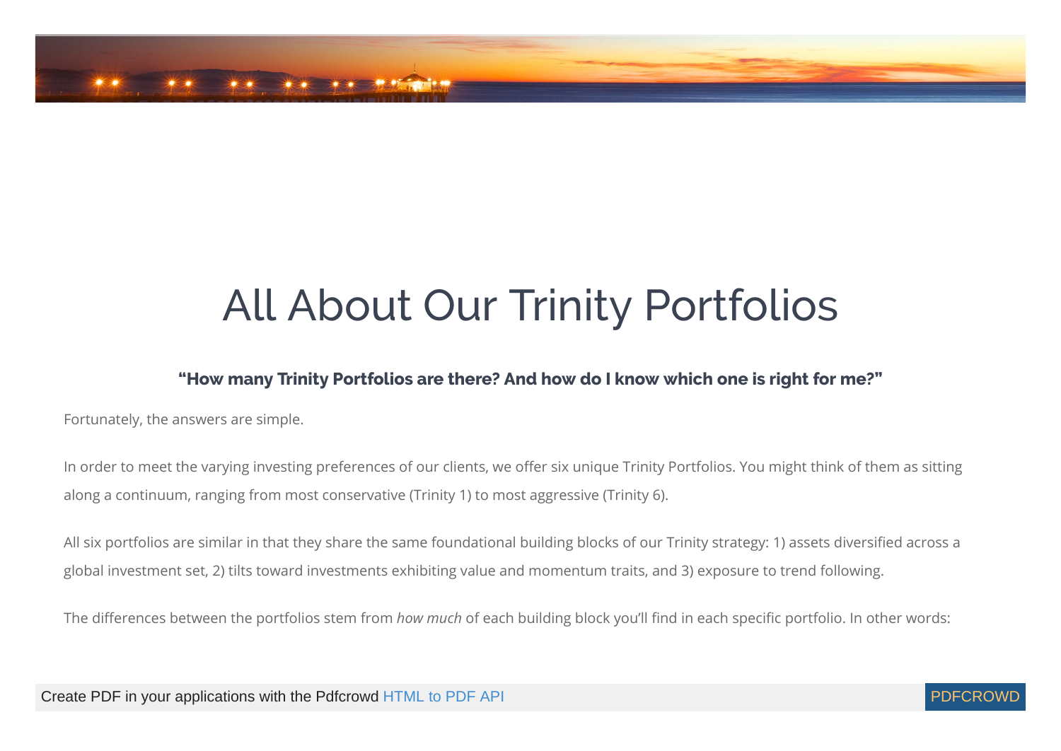# All About Our Trinity Portfolios

### "How many Trinity Portfolios are there? And how do I know which one is right for me?"

Fortunately, the answers are simple.

In order to meet the varying investing preferences of our clients, we offer six unique Trinity Portfolios. You might think of them as sitting along a continuum, ranging from most conservative (Trinity 1) to most aggressive (Trinity 6).

All six portfolios are similar in that they share the same foundational building blocks of our Trinity strategy: 1) assets diversified across a global investment set, 2) tilts toward investments exhibiting value and momentum traits, and 3) exposure to trend following.

The differences between the portfolios stem from *how much* of each building block you'll find in each specific portfolio. In other words: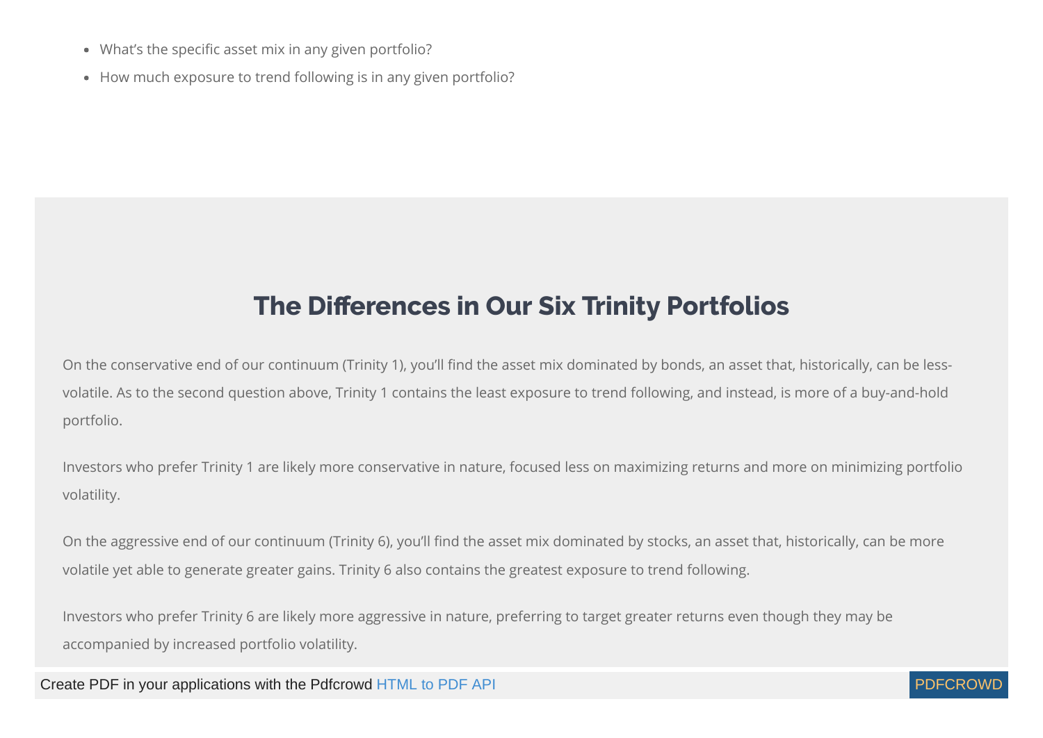- What's the specific asset mix in any given portfolio?
- How much exposure to trend following is in any given portfolio?

## The Differences in Our Six Trinity Portfolios

On the conservative end of our continuum (Trinity 1), you'll find the asset mix dominated by bonds, an asset that, historically, can be less-volatile. As to the second question above, Trinity 1 contains the least exposure to trend following, and instead, is more of a buy-and-hold portfolio.

Investors who prefer Trinity 1 are likely more conservative in nature, focused less on maximizing returns and more on minimizing portfolio volatility.

On the aggressive end of our continuum (Trinity 6), you'll find the asset mix dominated by stocks, an asset that, historically, can be more volatile yet able to generate greater gains. Trinity 6 also contains the greatest exposure to trend following.

Investors who prefer Trinity 6 are likely more aggressive in nature, preferring to target greater returns even though they may be accompanied by increased portfolio volatility.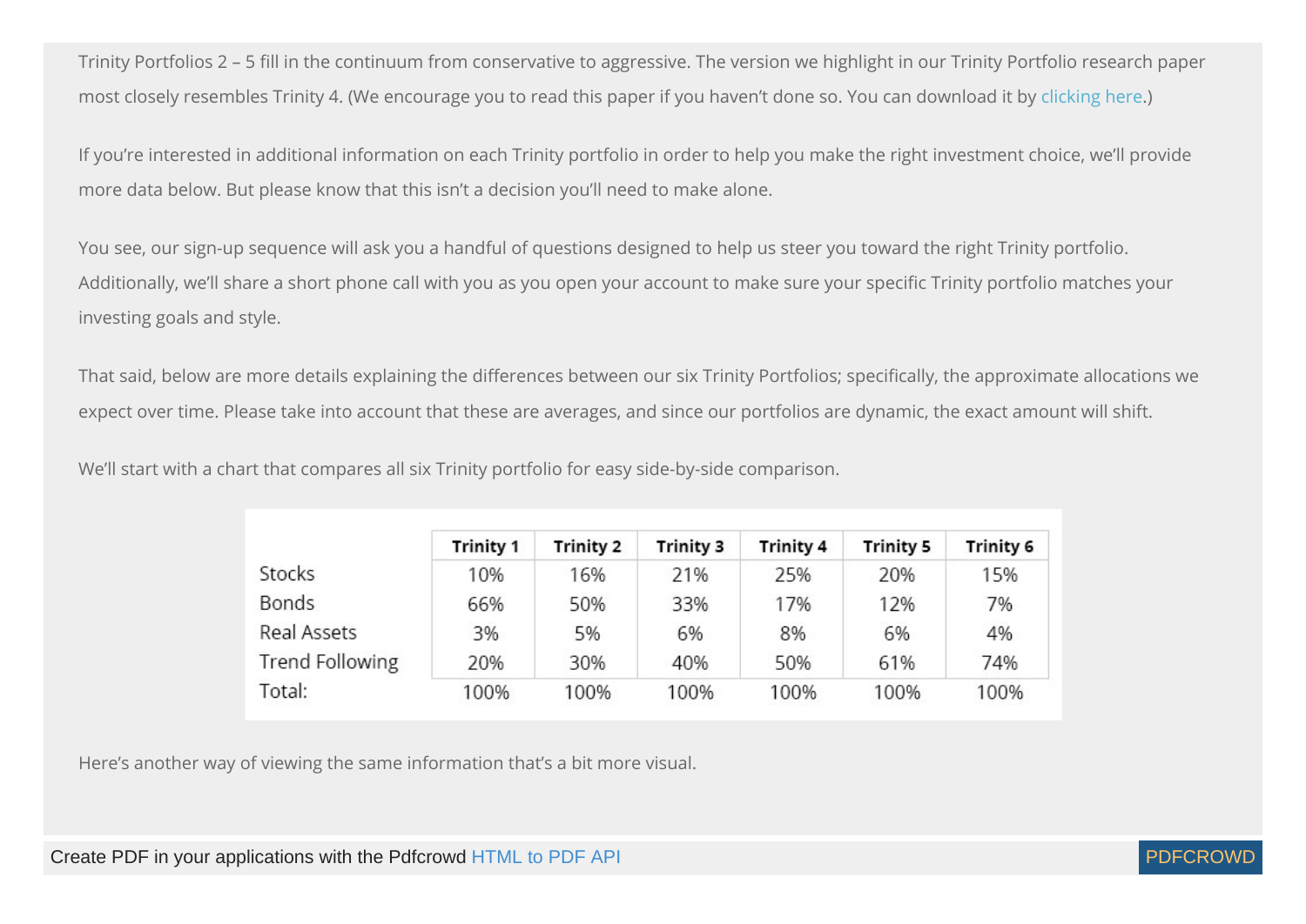Trinity Portfolios 2 – 5 fill in the continuum from conservative to aggressive. The version we highlight in our Trinity Portfolio research paper most closely resembles Trinity 4. (We encourage you to read this paper if you haven't done so. You can download it by clicking here.)

If you're interested in additional information on each Trinity portfolio in order to help you make the right investment choice, we'll provide more data below. But please know that this isn't a decision you'll need to make alone.

You see, our sign-up sequence will ask you a handful of questions designed to help us steer you toward the right Trinity portfolio. Additionally, we'll share a short phone call with you as you open your account to make sure your specific Trinity portfolio matches your investing goals and style.

That said, below are more details explaining the differences between our six Trinity Portfolios; specifically, the approximate allocations we expect over time. Please take into account that these are averages, and since our portfolios are dynamic, the exact amount will shift.

We'll start with a chart that compares all six Trinity portfolio for easy side-by-side comparison.

| | Trinity 1 | Trinity 2 | Trinity 3 | Trinity 4 | Trinity 5 | Trinity 6 |
|---|---|---|---|---|---|---|
| Stocks | 10% | 16% | 21% | 25% | 20% | 15% |
| Bonds | 66% | 50% | 33% | 17% | 12% | 7% |
| Real Assets | 3% | 5% | 6% | 8% | 6% | 4% |
| Trend Following | 20% | 30% | 40% | 50% | 61% | 74% |
| Total: | 100% | 100% | 100% | 100% | 100% | 100% |

Here's another way of viewing the same information that's a bit more visual.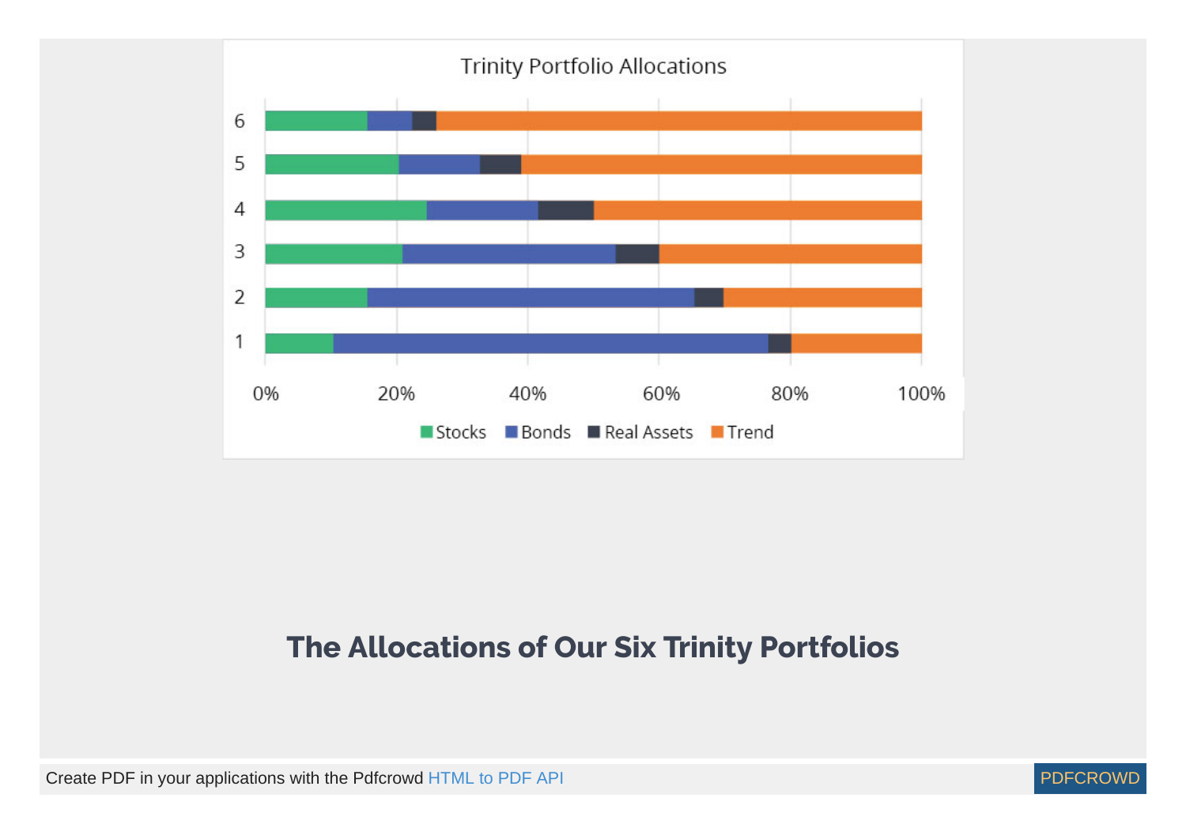Trinity Portfolio Allocations

| Portfolio | Stocks | Bonds | Real Assets | Trend |
|---|---|---|---|---|
| 6 | ~15.5% | ~7% | ~3.5% | ~74% |
| 5 | ~20.5% | ~12.5% | ~6% | ~61% |
| 4 | ~24.5% | ~17% | ~8.5% | ~50% |
| 3 | ~21% | ~32.5% | ~6.5% | ~40% |
| 2 | ~15.5% | ~50% | ~4.5% | ~30% |
| 1 | ~10.5% | ~66% | ~3.5% | ~20% |

## The Allocations of Our Six Trinity Portfolios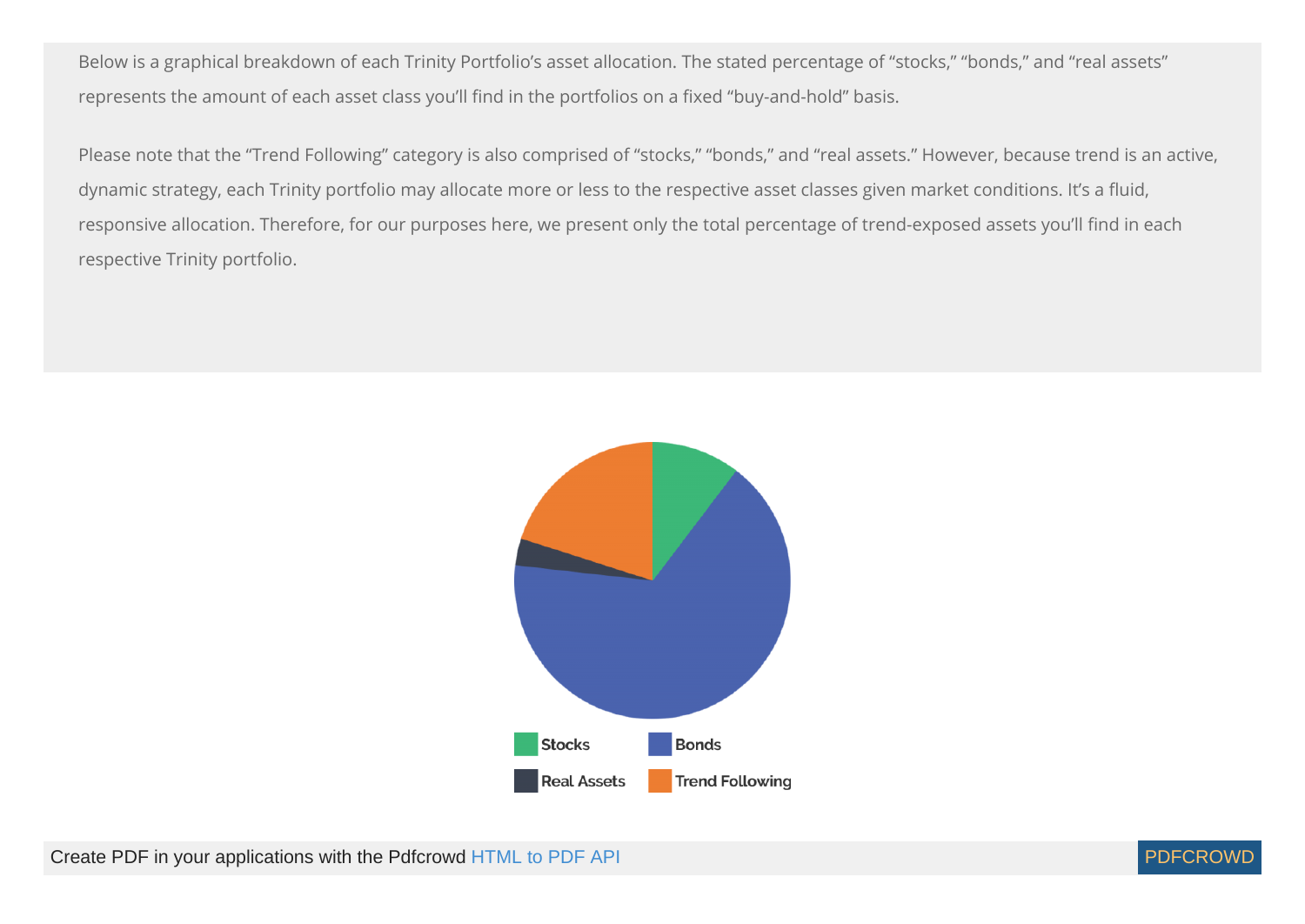Below is a graphical breakdown of each Trinity Portfolio's asset allocation. The stated percentage of "stocks," "bonds," and "real assets" represents the amount of each asset class you'll find in the portfolios on a fixed "buy-and-hold" basis.

Please note that the "Trend Following" category is also comprised of "stocks," "bonds," and "real assets." However, because trend is an active, dynamic strategy, each Trinity portfolio may allocate more or less to the respective asset classes given market conditions. It's a fluid, responsive allocation. Therefore, for our purposes here, we present only the total percentage of trend-exposed assets you'll find in each respective Trinity portfolio.

Stocks
Bonds
Real Assets
Trend Following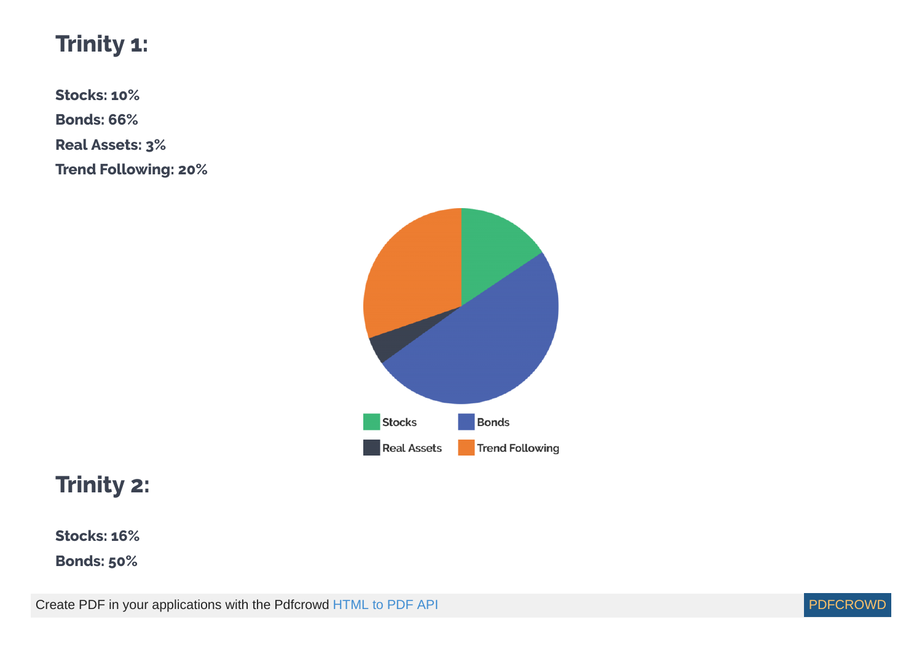## Trinity 1:

**Stocks: 10%**

**Bonds: 66%**

**Real Assets: 3%**

**Trend Following: 20%**

## Trinity 2:

**Stocks: 16%**

**Bonds: 50%**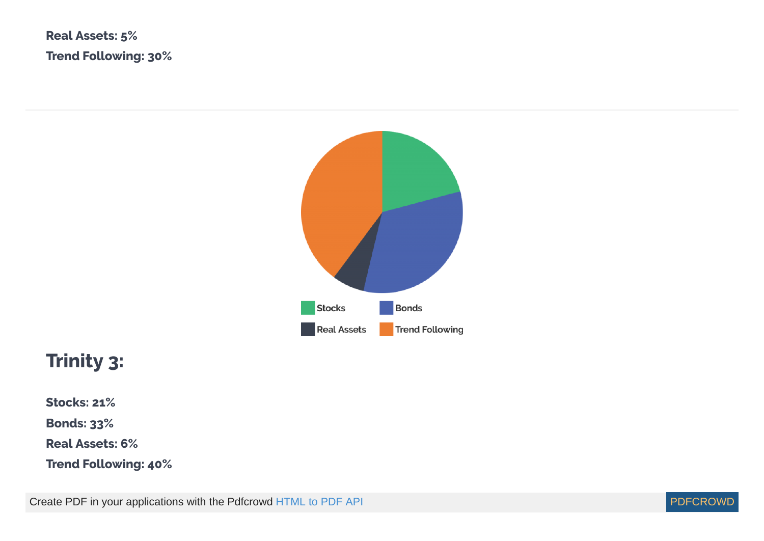**Real Assets: 5%**

**Trend Following: 30%**

---

Stocks Bonds

Real Assets Trend Following

## Trinity 3:

**Stocks: 21%**

**Bonds: 33%**

**Real Assets: 6%**

**Trend Following: 40%**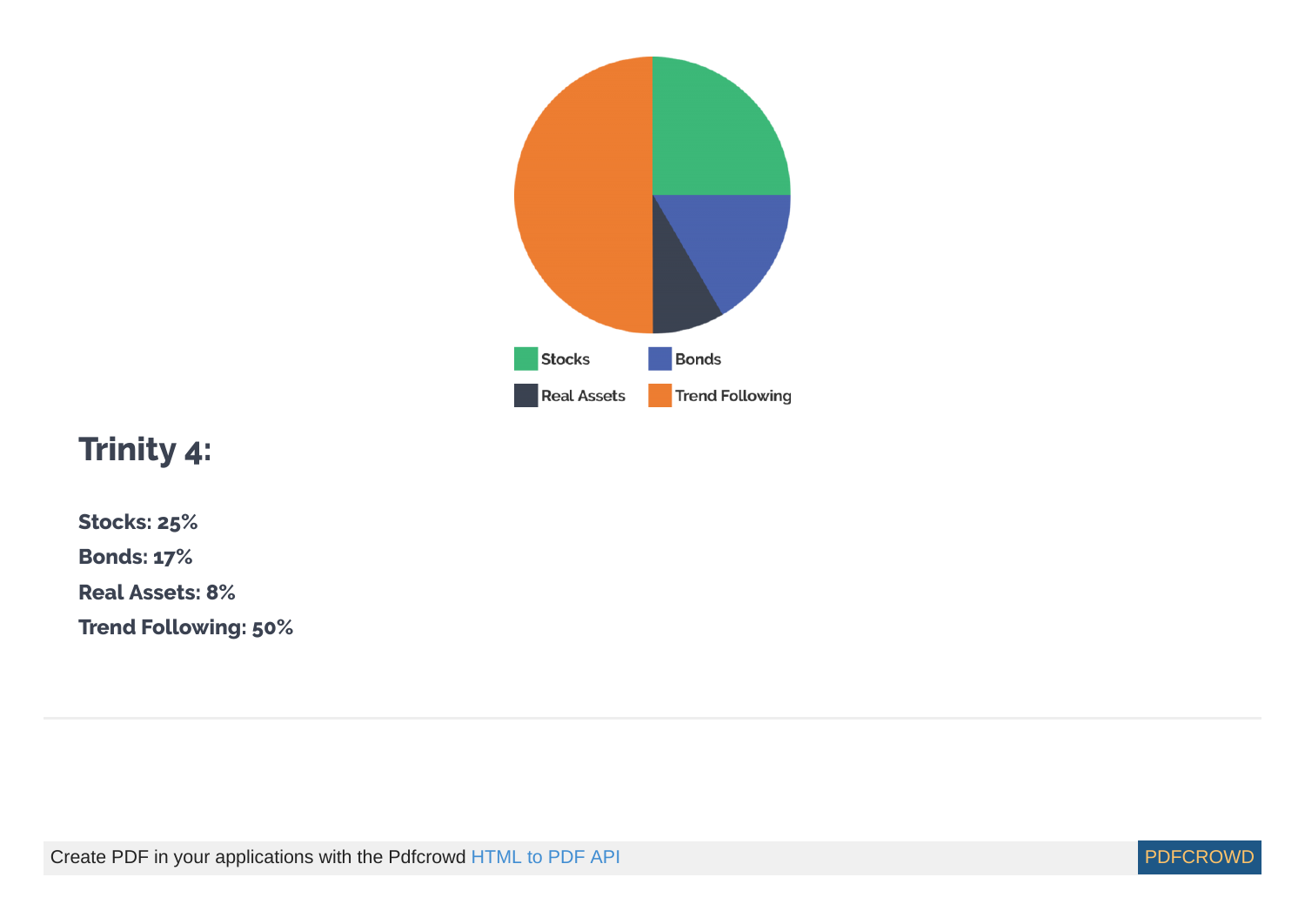Stocks

Bonds

Real Assets

Trend Following

## Trinity 4:

**Stocks: 25%**

**Bonds: 17%**

**Real Assets: 8%**

**Trend Following: 50%**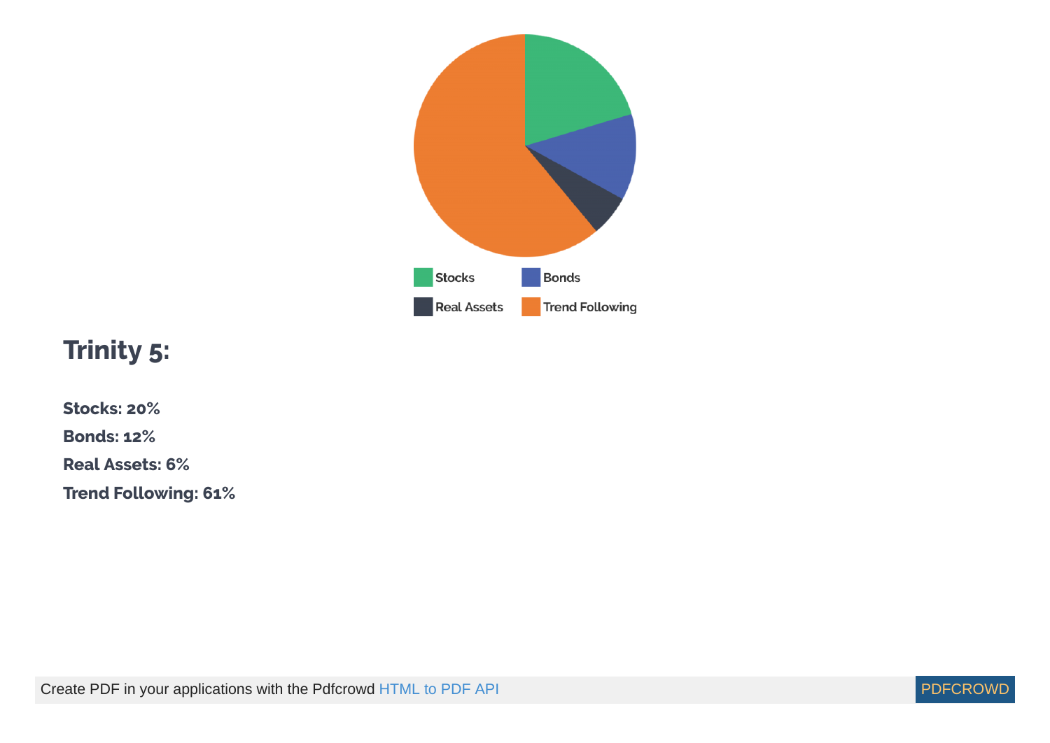Stocks

Bonds

Real Assets

Trend Following

## Trinity 5:

**Stocks: 20%**

**Bonds: 12%**

**Real Assets: 6%**

**Trend Following: 61%**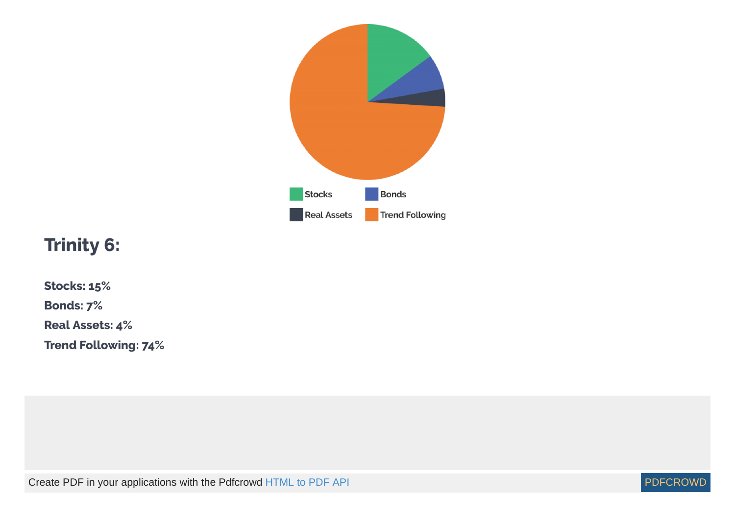## Trinity 6:

**Stocks: 15%**

**Bonds: 7%**

**Real Assets: 4%**

**Trend Following: 74%**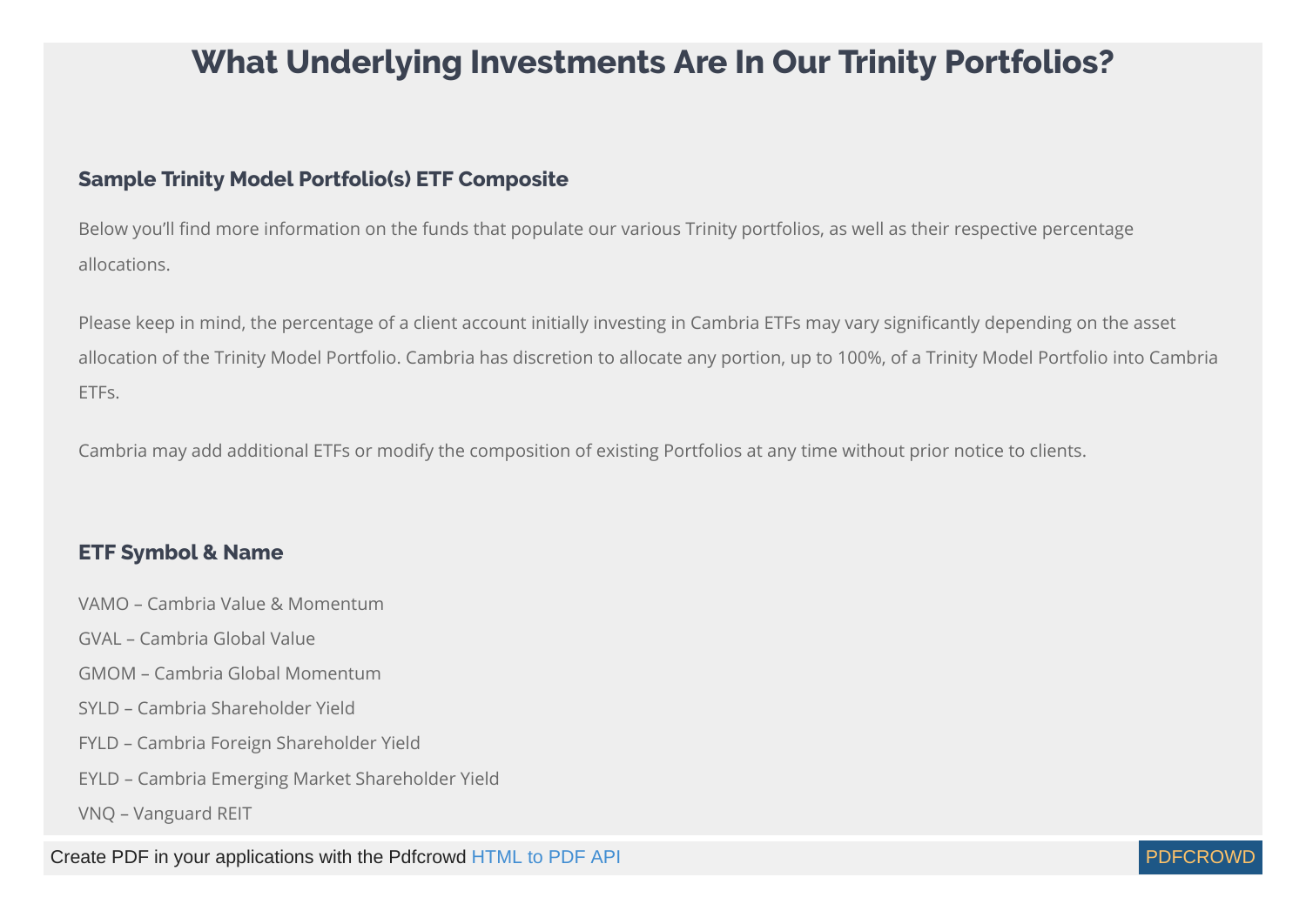# What Underlying Investments Are In Our Trinity Portfolios?

### Sample Trinity Model Portfolio(s) ETF Composite

Below you'll find more information on the funds that populate our various Trinity portfolios, as well as their respective percentage allocations.

Please keep in mind, the percentage of a client account initially investing in Cambria ETFs may vary significantly depending on the asset allocation of the Trinity Model Portfolio. Cambria has discretion to allocate any portion, up to 100%, of a Trinity Model Portfolio into Cambria ETFs.

Cambria may add additional ETFs or modify the composition of existing Portfolios at any time without prior notice to clients.

### ETF Symbol & Name

VAMO – Cambria Value & Momentum

GVAL – Cambria Global Value

GMOM – Cambria Global Momentum

SYLD – Cambria Shareholder Yield

FYLD – Cambria Foreign Shareholder Yield

EYLD – Cambria Emerging Market Shareholder Yield

VNQ – Vanguard REIT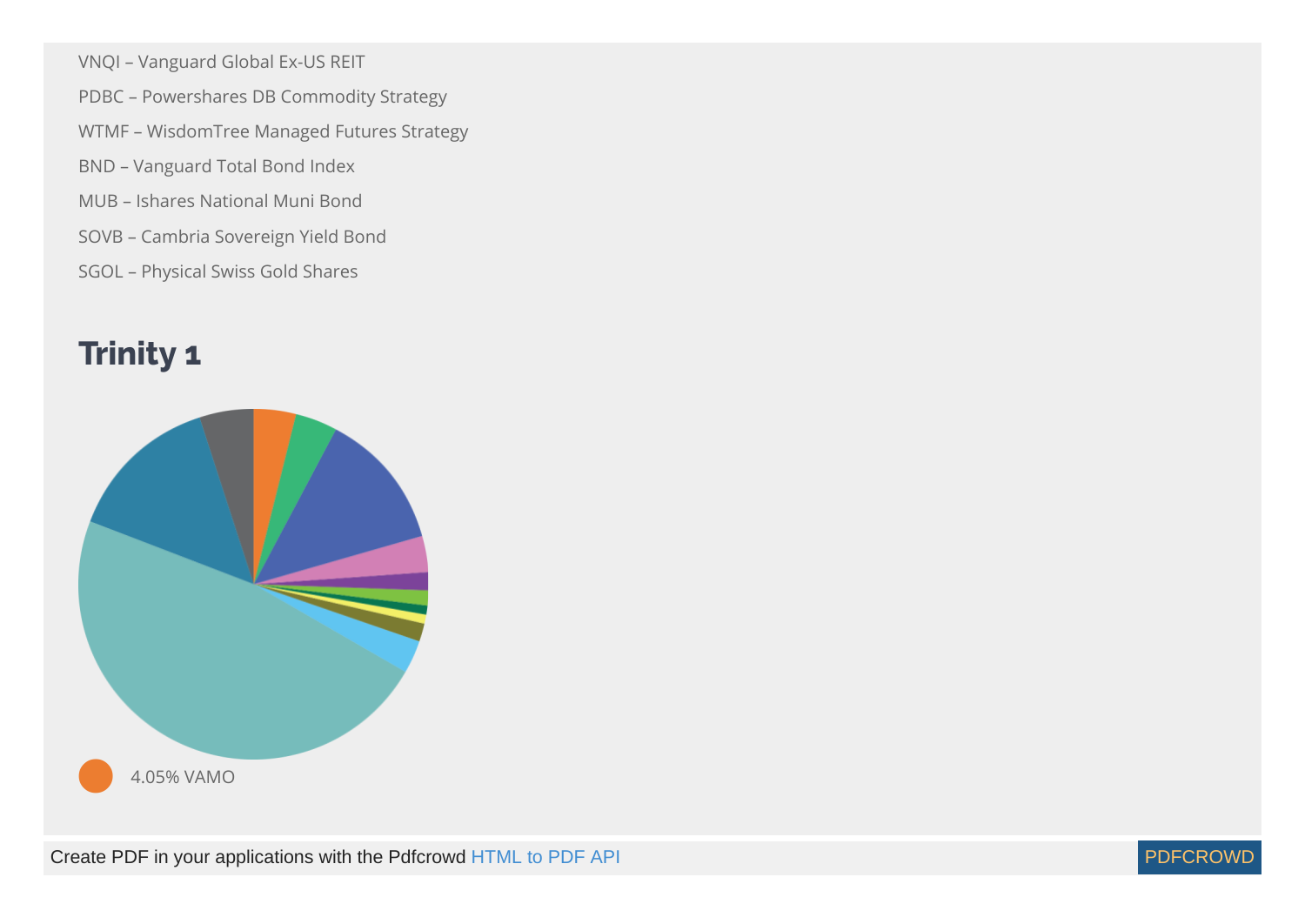VNQI – Vanguard Global Ex-US REIT

PDBC – Powershares DB Commodity Strategy

WTMF – WisdomTree Managed Futures Strategy

BND – Vanguard Total Bond Index

MUB – Ishares National Muni Bond

SOVB – Cambria Sovereign Yield Bond

SGOL – Physical Swiss Gold Shares

## Trinity 1

4.05% VAMO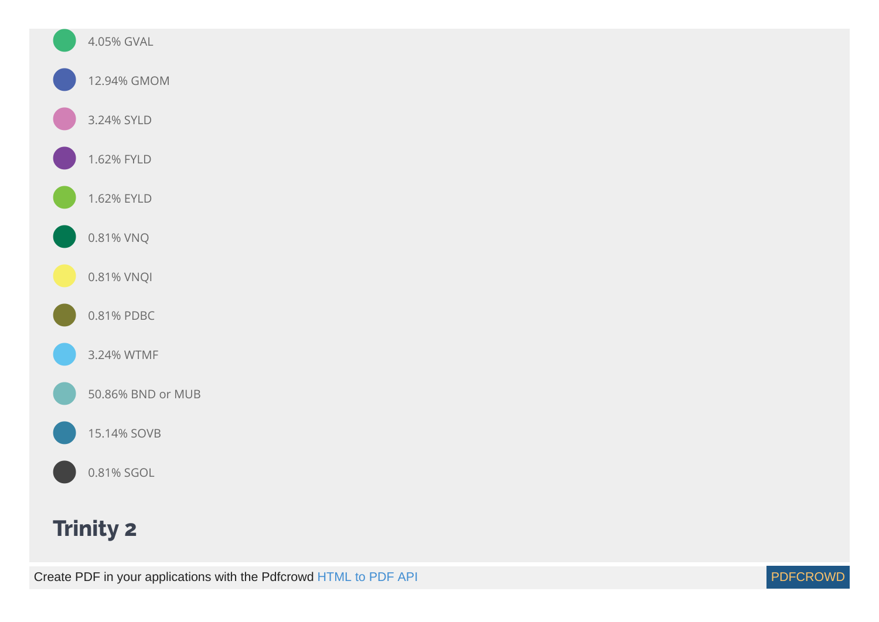- 4.05% GVAL
- 12.94% GMOM
- 3.24% SYLD
- 1.62% FYLD
- 1.62% EYLD
- 0.81% VNQ
- 0.81% VNQI
- 0.81% PDBC
- 3.24% WTMF
- 50.86% BND or MUB
- 15.14% SOVB
- 0.81% SGOL

## Trinity 2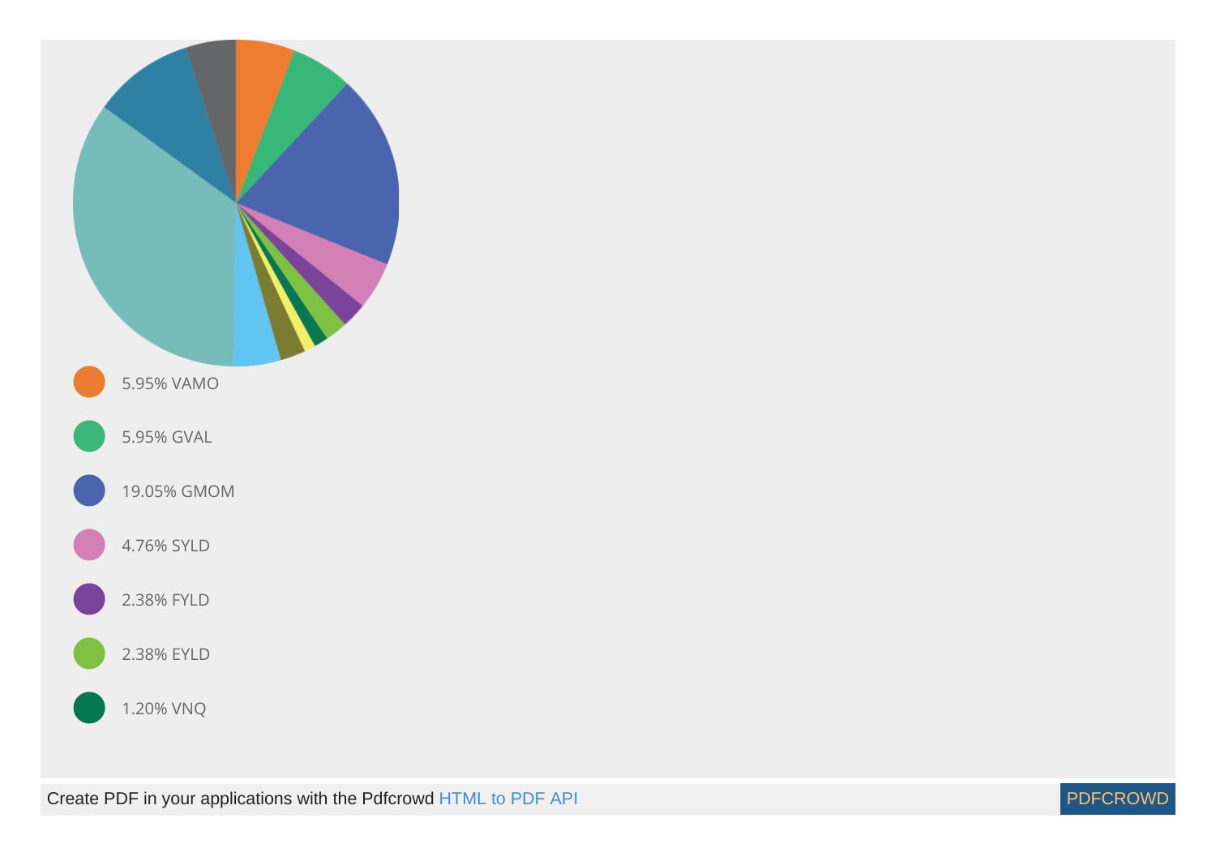- 5.95% VAMO
- 5.95% GVAL
- 19.05% GMOM
- 4.76% SYLD
- 2.38% FYLD
- 2.38% EYLD
- 1.20% VNQ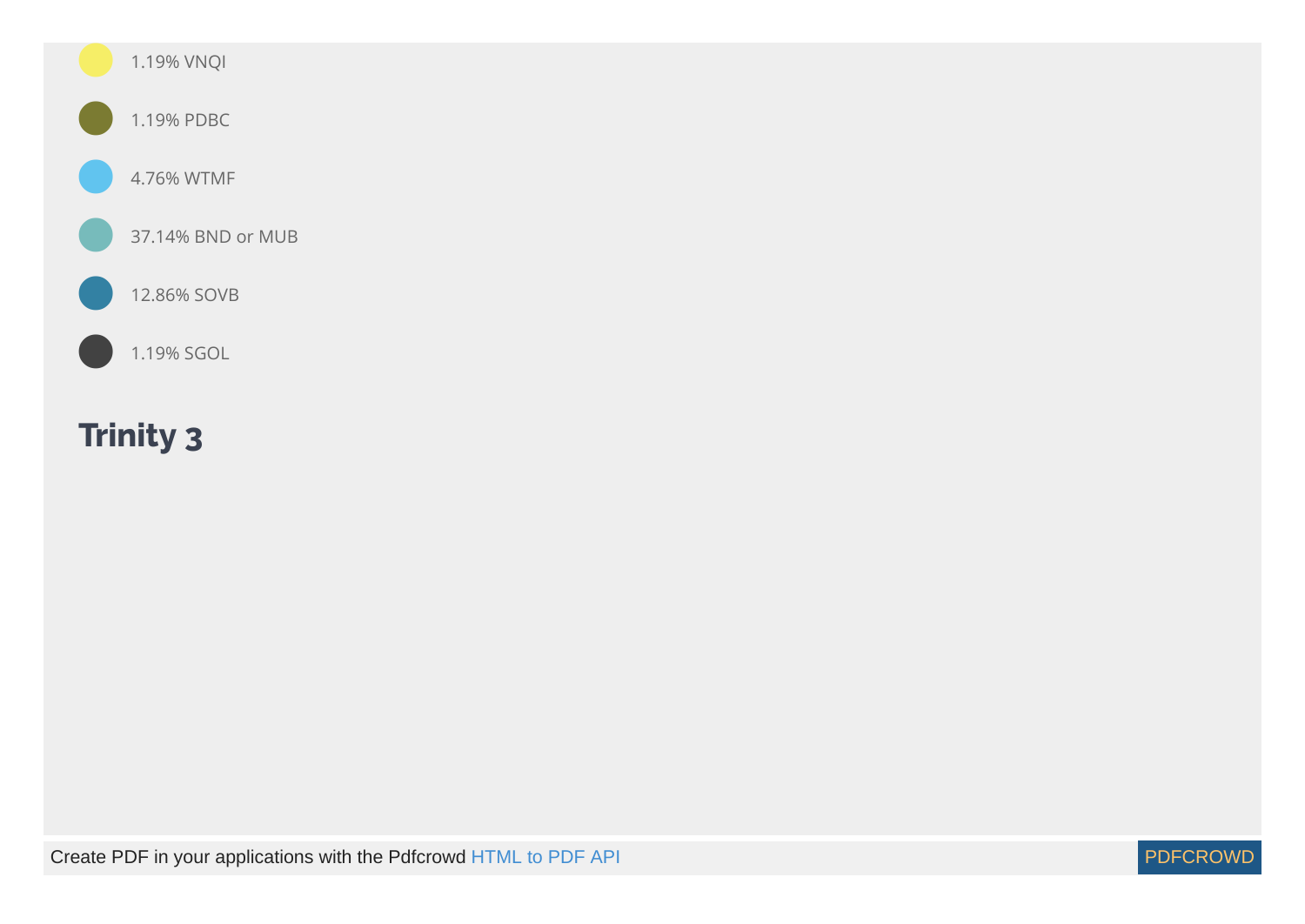- 1.19% VNQI
- 1.19% PDBC
- 4.76% WTMF
- 37.14% BND or MUB
- 12.86% SOVB
- 1.19% SGOL

## Trinity 3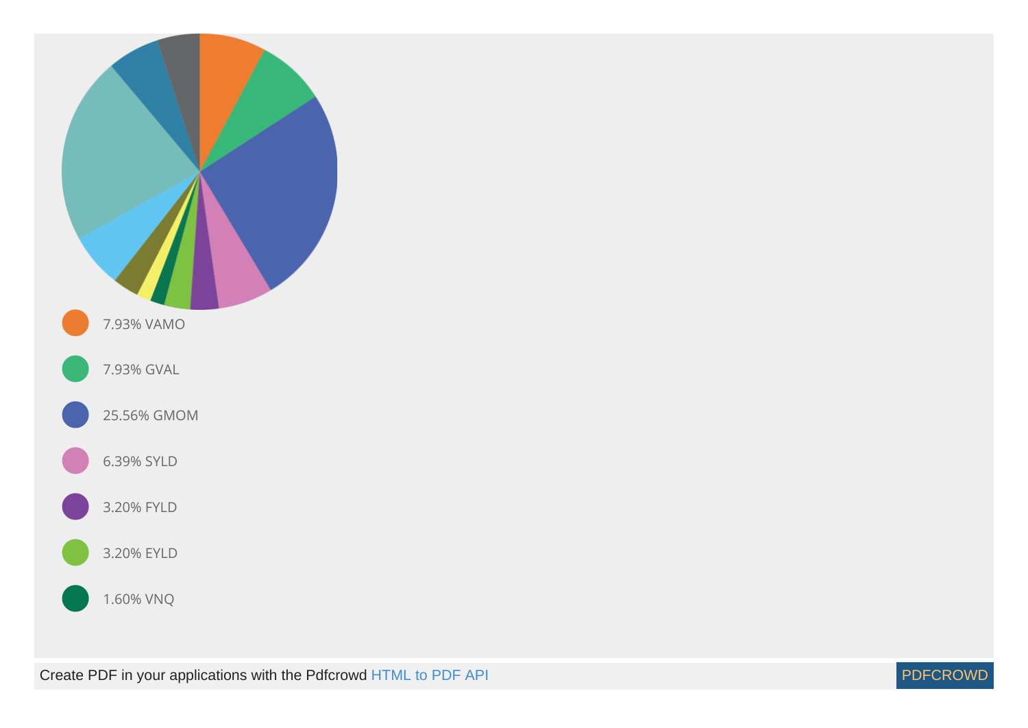- 7.93% VAMO
- 7.93% GVAL
- 25.56% GMOM
- 6.39% SYLD
- 3.20% FYLD
- 3.20% EYLD
- 1.60% VNQ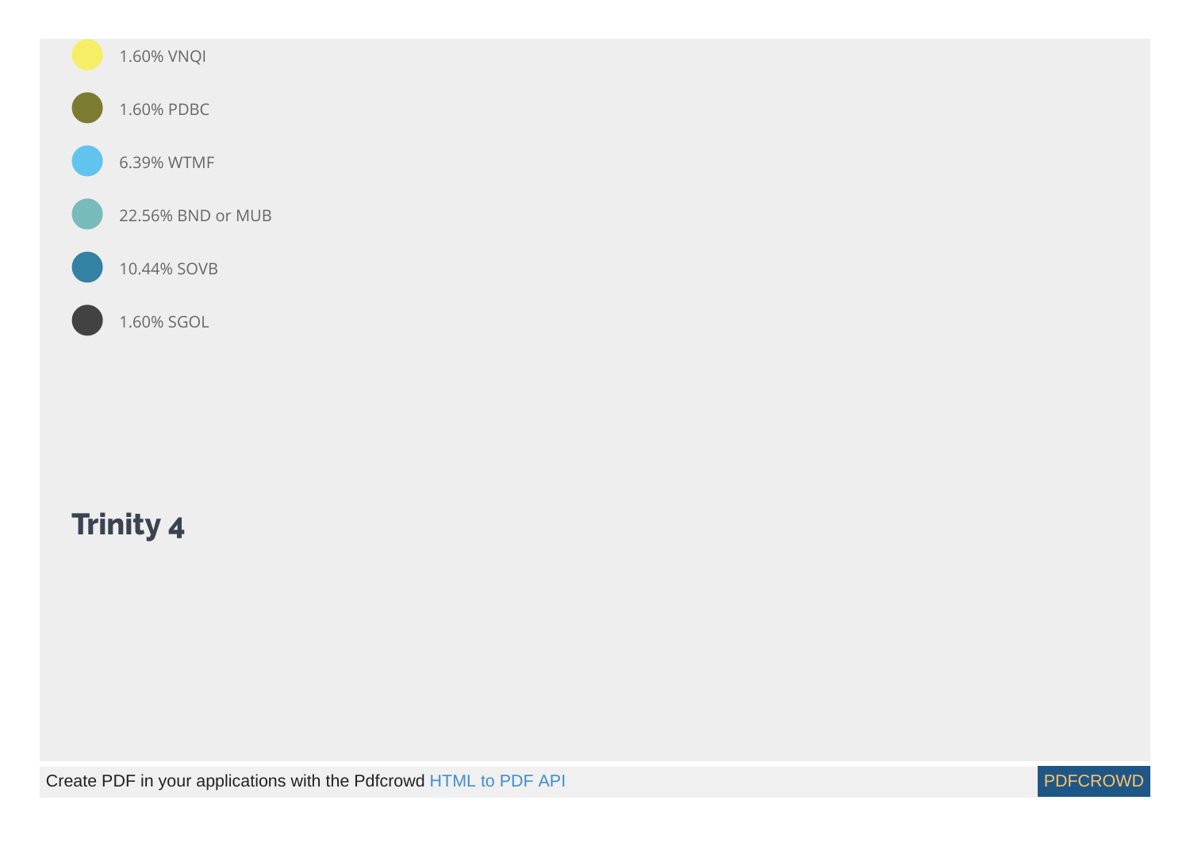- 1.60% VNQI
- 1.60% PDBC
- 6.39% WTMF
- 22.56% BND or MUB
- 10.44% SOVB
- 1.60% SGOL

## Trinity 4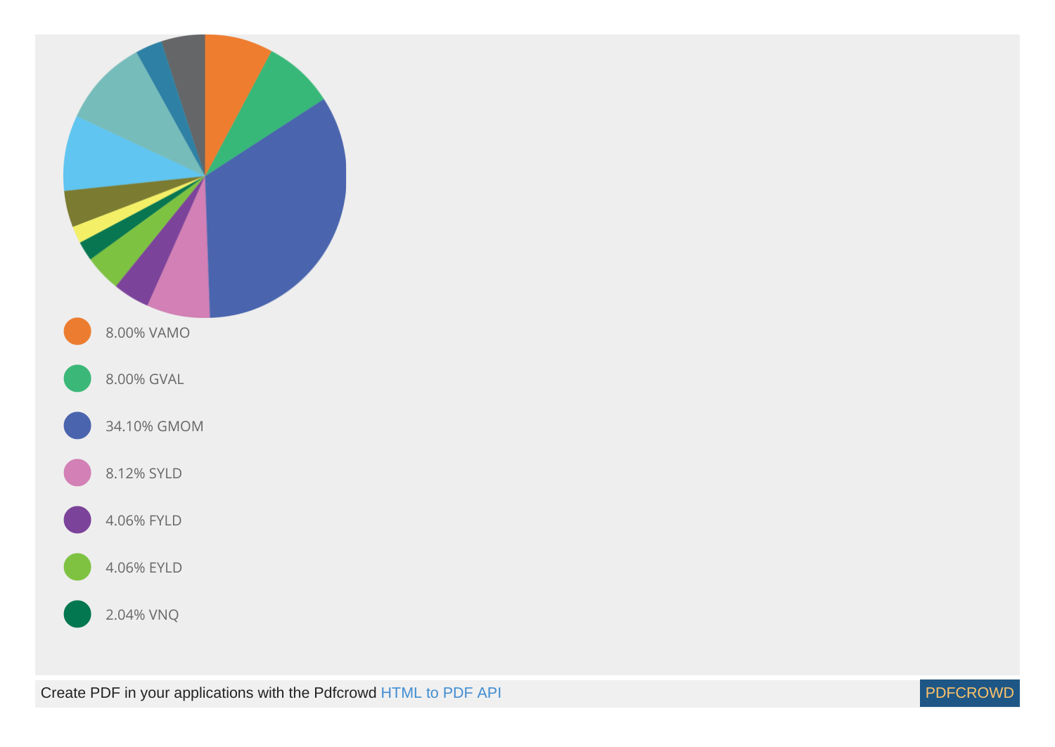8.00% VAMO

8.00% GVAL

34.10% GMOM

8.12% SYLD

4.06% FYLD

4.06% EYLD

2.04% VNQ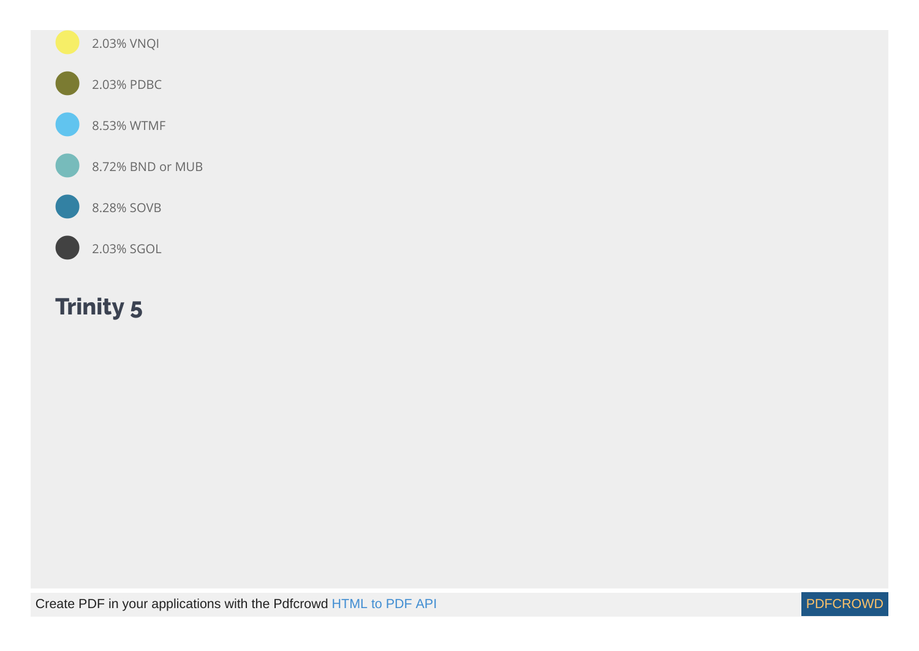- 2.03% VNQI
- 2.03% PDBC
- 8.53% WTMF
- 8.72% BND or MUB
- 8.28% SOVB
- 2.03% SGOL

## Trinity 5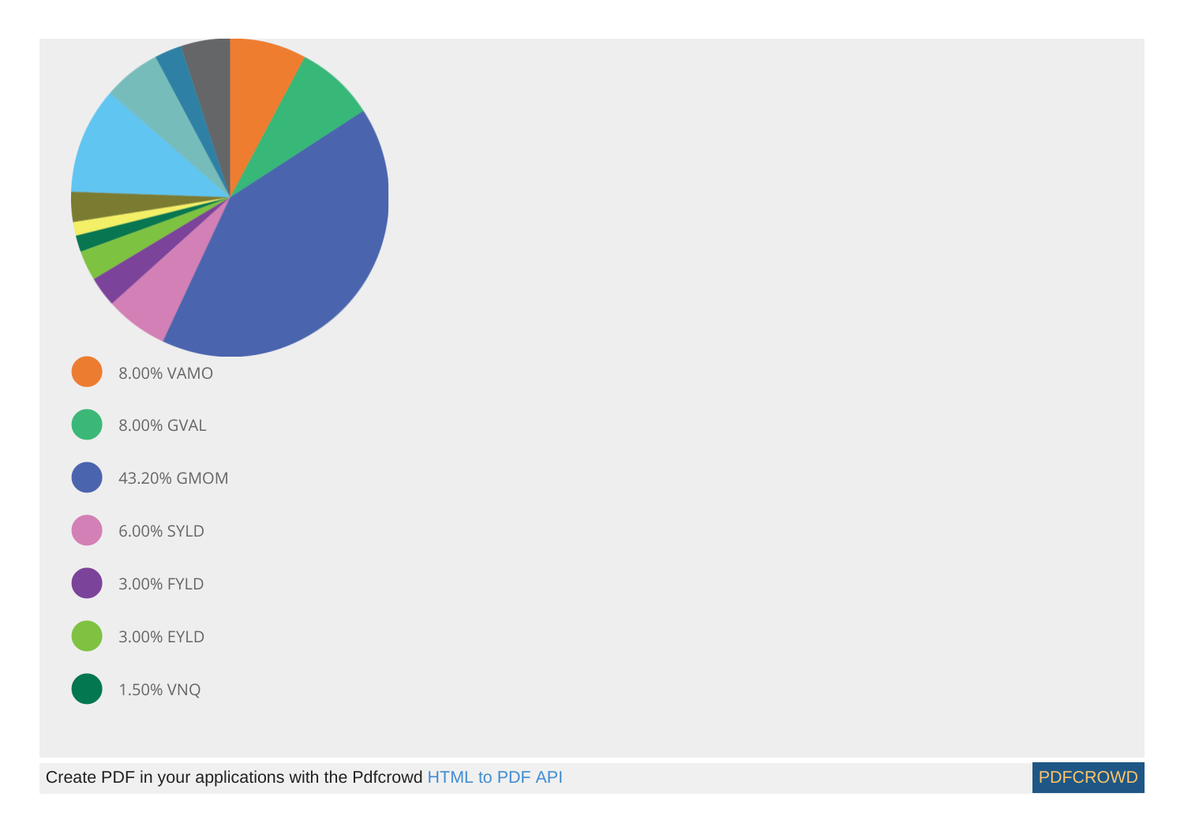- 8.00% VAMO
- 8.00% GVAL
- 43.20% GMOM
- 6.00% SYLD
- 3.00% FYLD
- 3.00% EYLD
- 1.50% VNQ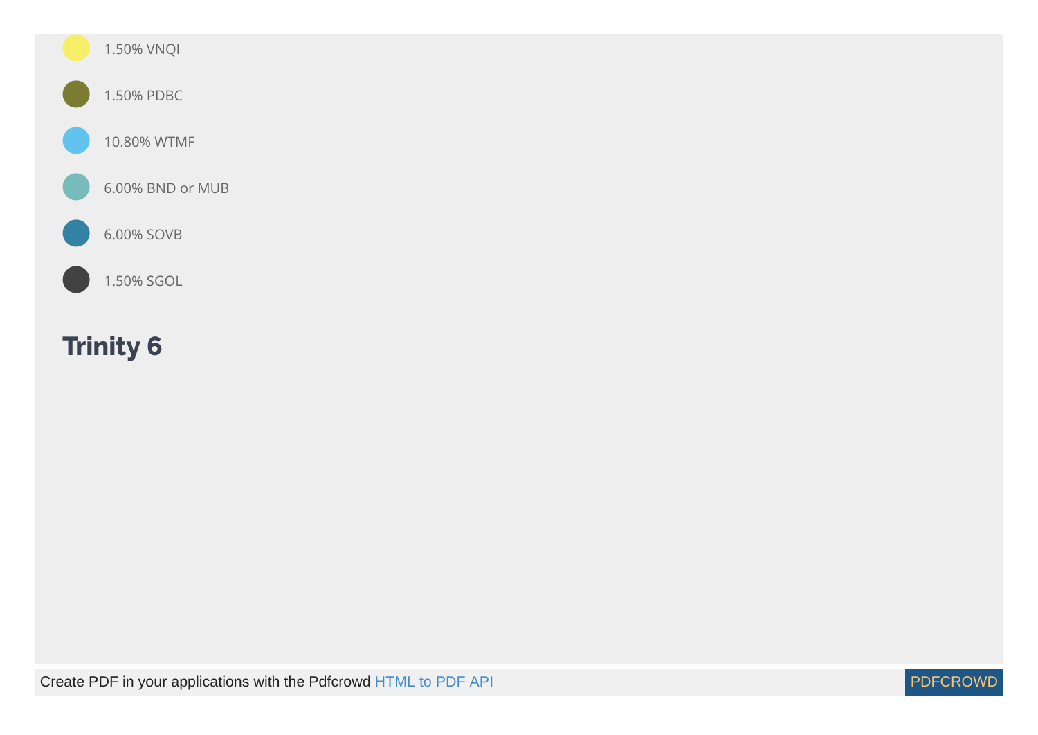- 1.50% VNQI
- 1.50% PDBC
- 10.80% WTMF
- 6.00% BND or MUB
- 6.00% SOVB
- 1.50% SGOL

## Trinity 6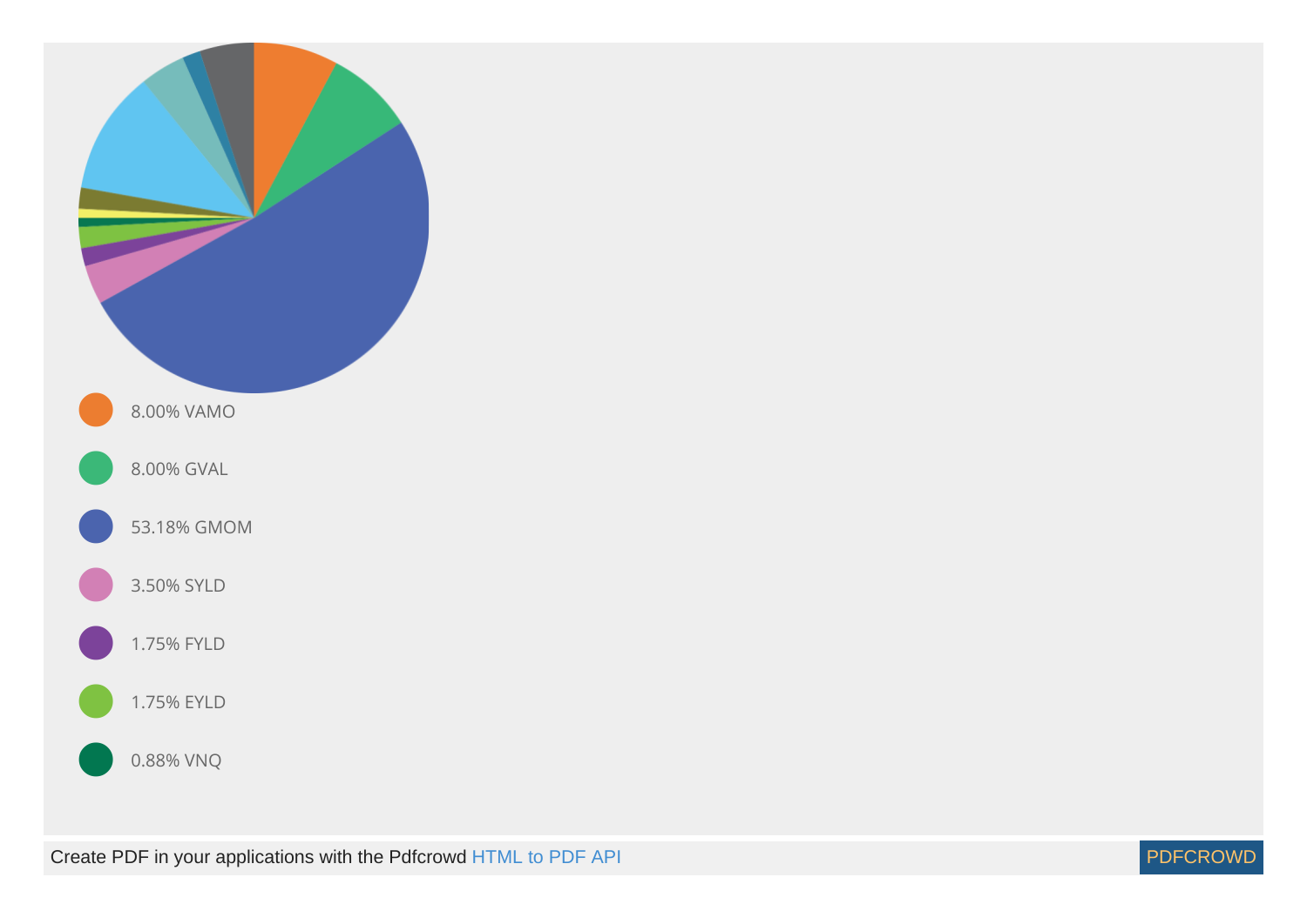- 8.00% VAMO
- 8.00% GVAL
- 53.18% GMOM
- 3.50% SYLD
- 1.75% FYLD
- 1.75% EYLD
- 0.88% VNQ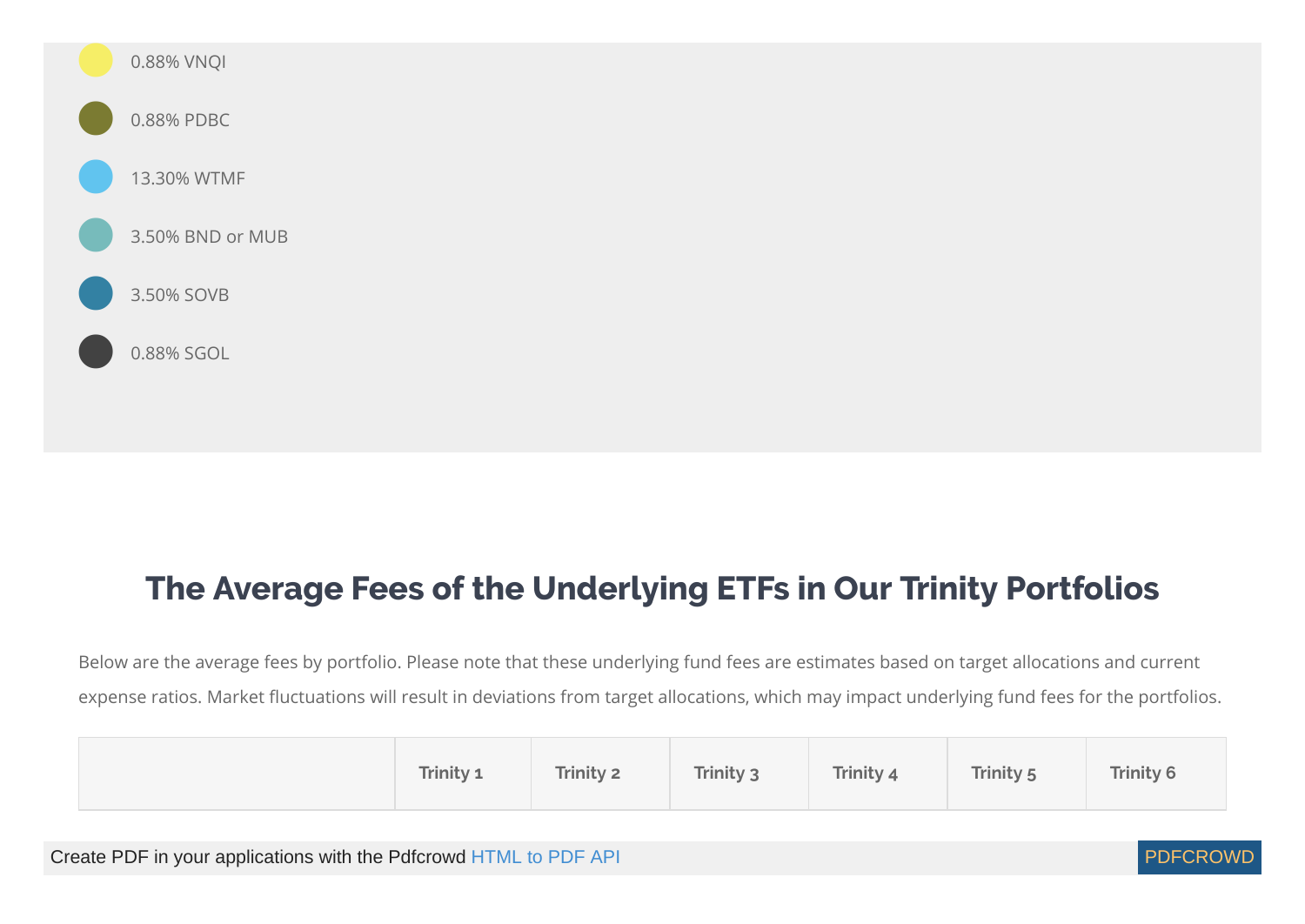- 0.88% VNQI
- 0.88% PDBC
- 13.30% WTMF
- 3.50% BND or MUB
- 3.50% SOVB
- 0.88% SGOL

## The Average Fees of the Underlying ETFs in Our Trinity Portfolios

Below are the average fees by portfolio. Please note that these underlying fund fees are estimates based on target allocations and current expense ratios. Market fluctuations will result in deviations from target allocations, which may impact underlying fund fees for the portfolios.

| | Trinity 1 | Trinity 2 | Trinity 3 | Trinity 4 | Trinity 5 | Trinity 6 |
|---|---|---|---|---|---|---|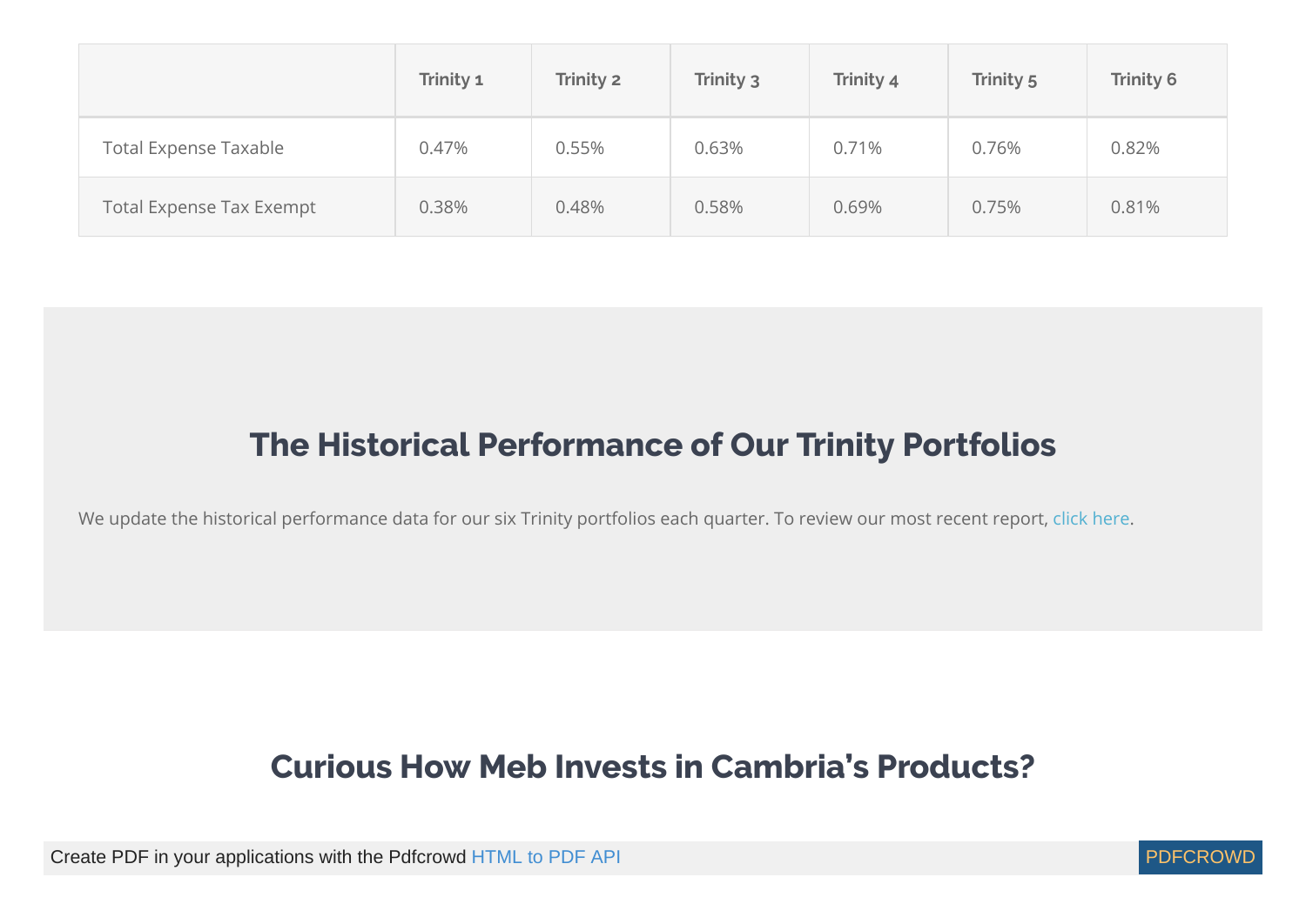| | Trinity 1 | Trinity 2 | Trinity 3 | Trinity 4 | Trinity 5 | Trinity 6 |
|---|---|---|---|---|---|---|
| Total Expense Taxable | 0.47% | 0.55% | 0.63% | 0.71% | 0.76% | 0.82% |
| Total Expense Tax Exempt | 0.38% | 0.48% | 0.58% | 0.69% | 0.75% | 0.81% |

## The Historical Performance of Our Trinity Portfolios

We update the historical performance data for our six Trinity portfolios each quarter. To review our most recent report, click here.

## Curious How Meb Invests in Cambria's Products?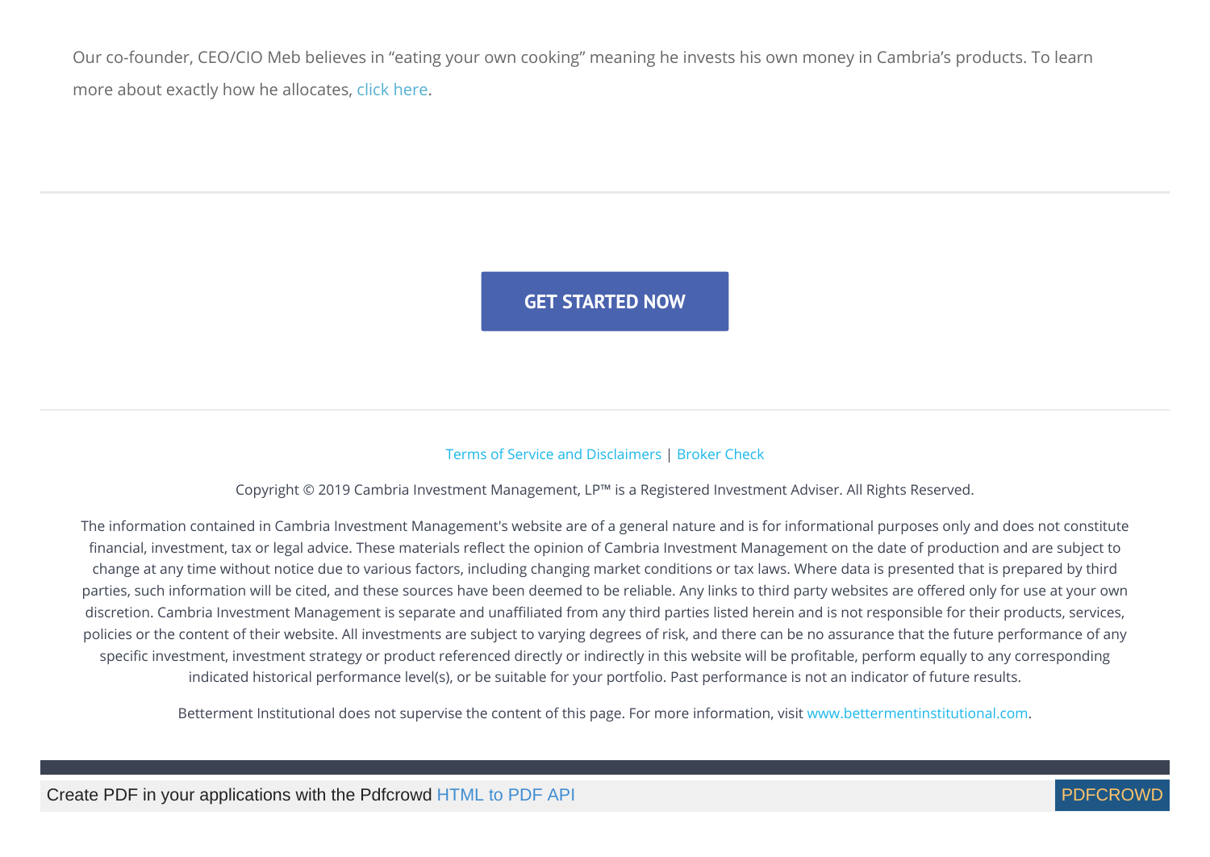Our co-founder, CEO/CIO Meb believes in "eating your own cooking" meaning he invests his own money in Cambria's products. To learn more about exactly how he allocates, click here.

---

**GET STARTED NOW**

---

Terms of Service and Disclaimers | Broker Check

Copyright © 2019 Cambria Investment Management, LP™ is a Registered Investment Adviser. All Rights Reserved.

The information contained in Cambria Investment Management's website are of a general nature and is for informational purposes only and does not constitute financial, investment, tax or legal advice. These materials reflect the opinion of Cambria Investment Management on the date of production and are subject to change at any time without notice due to various factors, including changing market conditions or tax laws. Where data is presented that is prepared by third parties, such information will be cited, and these sources have been deemed to be reliable. Any links to third party websites are offered only for use at your own discretion. Cambria Investment Management is separate and unaffiliated from any third parties listed herein and is not responsible for their products, services, policies or the content of their website. All investments are subject to varying degrees of risk, and there can be no assurance that the future performance of any specific investment, investment strategy or product referenced directly or indirectly in this website will be profitable, perform equally to any corresponding indicated historical performance level(s), or be suitable for your portfolio. Past performance is not an indicator of future results.

Betterment Institutional does not supervise the content of this page. For more information, visit www.bettermentinstitutional.com.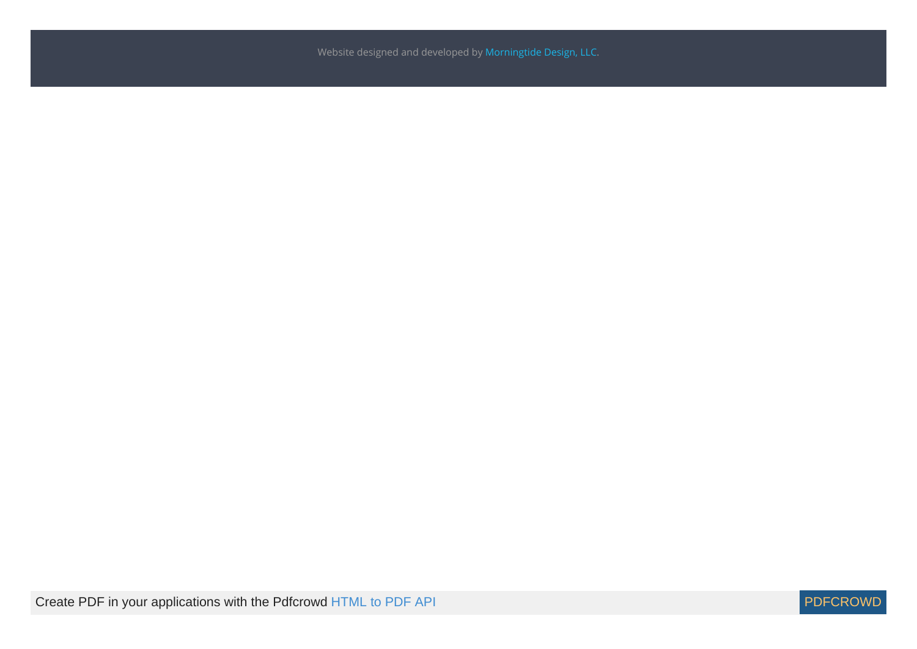Website designed and developed by Morningtide Design, LLC.